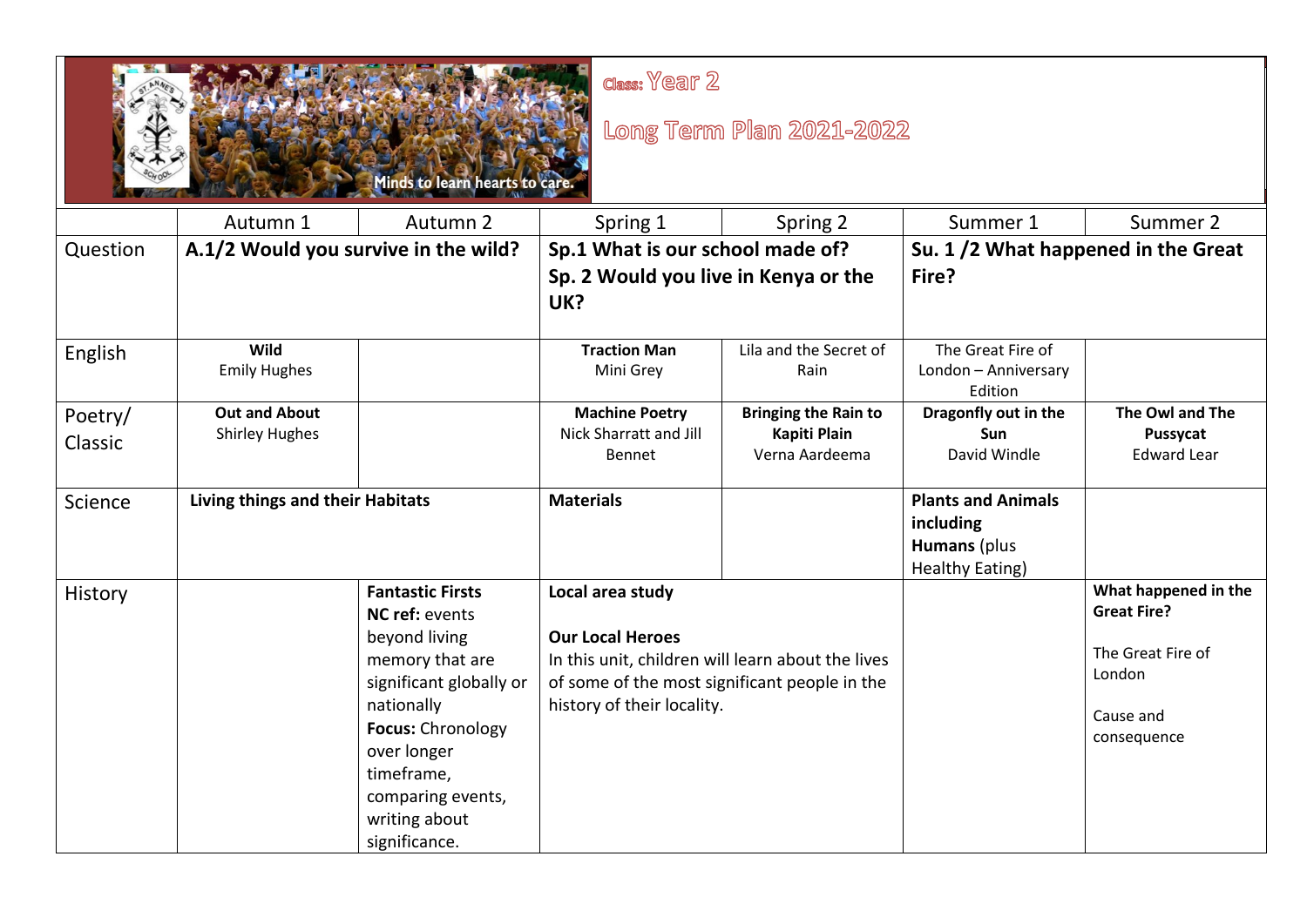Minds to learn hearts to care.

Class: Year 2

# Long Term Plan 2021-2022

| | Autumn 1 | Autumn 2 | Spring 1 | Spring 2 | Summer 1 | Summer 2 |
|---|---|---|---|---|---|---|
| Question | **A.1/2 Would you survive in the wild?** | | **Sp.1 What is our school made of?** **Sp. 2 Would you live in Kenya or the UK?** | | **Su. 1 /2 What happened in the Great Fire?** | |
| English | **Wild** Emily Hughes | | **Traction Man** Mini Grey | Lila and the Secret of Rain | The Great Fire of London – Anniversary Edition | |
| Poetry/ Classic | **Out and About** Shirley Hughes | | **Machine Poetry** Nick Sharratt and Jill Bennet | **Bringing the Rain to Kapiti Plain** Verna Aardeema | **Dragonfly out in the Sun** David Windle | **The Owl and The Pussycat** Edward Lear |
| Science | **Living things and their Habitats** | | **Materials** | | **Plants and Animals including Humans** (plus Healthy Eating) | |
| History | | **Fantastic Firsts** **NC ref:** events beyond living memory that are significant globally or nationally **Focus:** Chronology over longer timeframe, comparing events, writing about significance. | **Local area study** **Our Local Heroes** In this unit, children will learn about the lives of some of the most significant people in the history of their locality. | | | **What happened in the Great Fire?** The Great Fire of London Cause and consequence |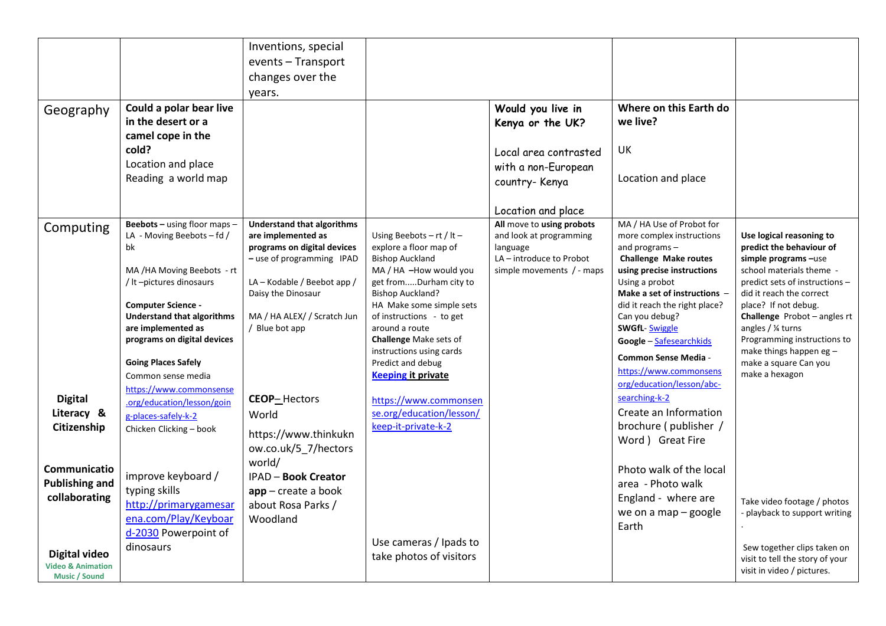|  |  | Inventions, special events – Transport changes over the years. |  |  |  |  |
|---|---|---|---|---|---|---|
| Geography | **Could a polar bear live in the desert or a camel cope in the cold?** Location and place Reading a world map |  |  | **Would you live in Kenya or the UK?** Local area contrasted with a non-European country- Kenya Location and place | **Where on this Earth do we live?** UK Location and place |  |
| Computing | **Beebots –** using floor maps – LA - Moving Beebots – fd / bk MA /HA Moving Beebots - rt / lt –pictures dinosaurs **Computer Science - Understand that algorithms are implemented as programs on digital devices** | **Understand that algorithms are implemented as programs on digital devices** – use of programming IPAD LA – Kodable / Beebot app / Daisy the Dinosaur MA / HA ALEX/ / Scratch Jun / Blue bot app | Using Beebots – rt / lt – explore a floor map of Bishop Auckland MA / HA –How would you get from.....Durham city to Bishop Auckland? HA Make some simple sets of instructions - to get around a route **Challenge** Make sets of instructions using cards Predict and debug | **All** move to **using probots** and look at programming language LA – introduce to Probot simple movements / - maps | MA / HA Use of Probot for more complex instructions and programs – **Challenge Make routes using precise instructions** Using a probot **Make a set of instructions** – did it reach the right place? Can you debug? | **Use logical reasoning to predict the behaviour of simple programs –**use school materials these - predict sets of instructions – did it reach the correct place? If not debug. **Challenge** Probot – angles rt angles / ¼ turns Programming instructions to make things happen eg – make a square Can you make a hexagon |
| **Digital Literacy & Citizenship** | **Going Places Safely** Common sense media https://www.commonsense.org/education/lesson/going-places-safely-k-2 Chicken Clicking – book | **CEOP–** Hectors World https://www.thinkuknow.co.uk/5_7/hectorsworld/ | **Keeping it private** https://www.commonsense.org/education/lesson/keep-it-private-k-2 |  | **SWGfL**- Swiggle **Google** – Safesearchkids **Common Sense Media** - https://www.commonsens org/education/lesson/abc-searching-k-2 Create an Information brochure ( publisher / Word ) Great Fire |  |
| **Communicatio Publishing and collaborating** | improve keyboard / typing skills http://primarygamesarena.com/Play/Keyboard-2030 Powerpoint of dinosaurs | IPAD – **Book Creator app** – create a book about Rosa Parks / Woodland |  |  | Photo walk of the local area - Photo walk England - where are we on a map – google Earth | Take video footage / photos - playback to support writing . |
| **Digital video** Video & Animation Music / Sound |  |  | Use cameras / Ipads to take photos of visitors |  |  | Sew together clips taken on visit to tell the story of your visit in video / pictures. |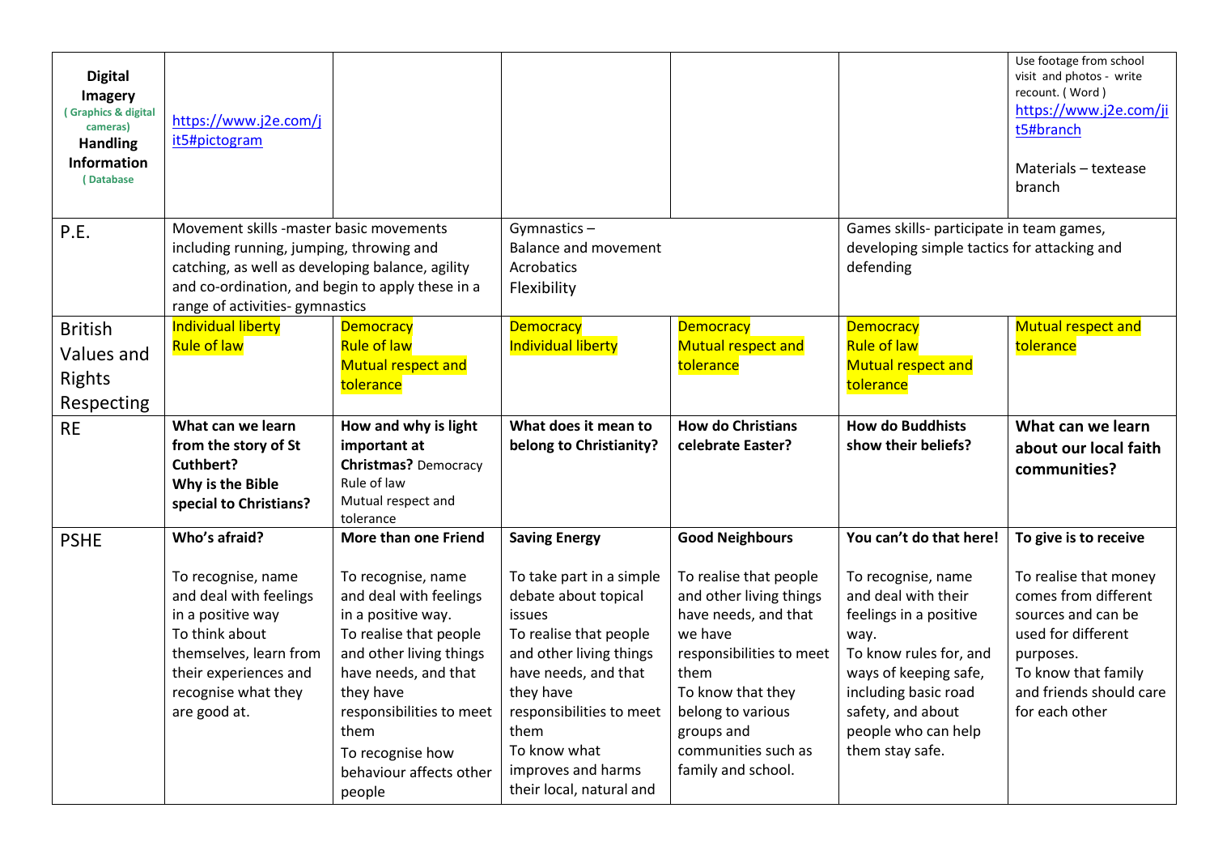| **Digital Imagery** ( Graphics & digital cameras) **Handling Information** ( Database | https://www.j2e.com/jit5#pictogram | | | | | Use footage from school visit and photos - write recount. ( Word ) https://www.j2e.com/jit5#branch<br><br>Materials – textease branch |
|---|---|---|---|---|---|---|
| P.E. | Movement skills -master basic movements including running, jumping, throwing and catching, as well as developing balance, agility and co-ordination, and begin to apply these in a range of activities- gymnastics | | Gymnastics –<br>Balance and movement<br>Acrobatics<br>Flexibility | | Games skills- participate in team games, developing simple tactics for attacking and defending | |
| British Values and Rights Respecting | Individual liberty<br>Rule of law | Democracy<br>Rule of law<br>Mutual respect and tolerance | Democracy<br>Individual liberty | Democracy<br>Mutual respect and tolerance | Democracy<br>Rule of law<br>Mutual respect and tolerance | Mutual respect and tolerance |
| RE | **What can we learn from the story of St Cuthbert?**<br>**Why is the Bible special to Christians?** | **How and why is light important at Christmas?** Democracy<br>Rule of law<br>Mutual respect and tolerance | **What does it mean to belong to Christianity?** | **How do Christians celebrate Easter?** | **How do Buddhists show their beliefs?** | **What can we learn about our local faith communities?** |
| PSHE | **Who's afraid?**<br><br>To recognise, name and deal with feelings in a positive way<br>To think about themselves, learn from their experiences and recognise what they are good at. | **More than one Friend**<br><br>To recognise, name and deal with feelings in a positive way.<br>To realise that people and other living things have needs, and that they have responsibilities to meet them<br>To recognise how behaviour affects other people | **Saving Energy**<br><br>To take part in a simple debate about topical issues<br>To realise that people and other living things have needs, and that they have responsibilities to meet them<br>To know what improves and harms their local, natural and | **Good Neighbours**<br><br>To realise that people and other living things have needs, and that we have responsibilities to meet them<br>To know that they belong to various groups and communities such as family and school. | **You can't do that here!**<br><br>To recognise, name and deal with their feelings in a positive way.<br>To know rules for, and ways of keeping safe, including basic road safety, and about people who can help them stay safe. | **To give is to receive**<br><br>To realise that money comes from different sources and can be used for different purposes.<br>To know that family and friends should care for each other |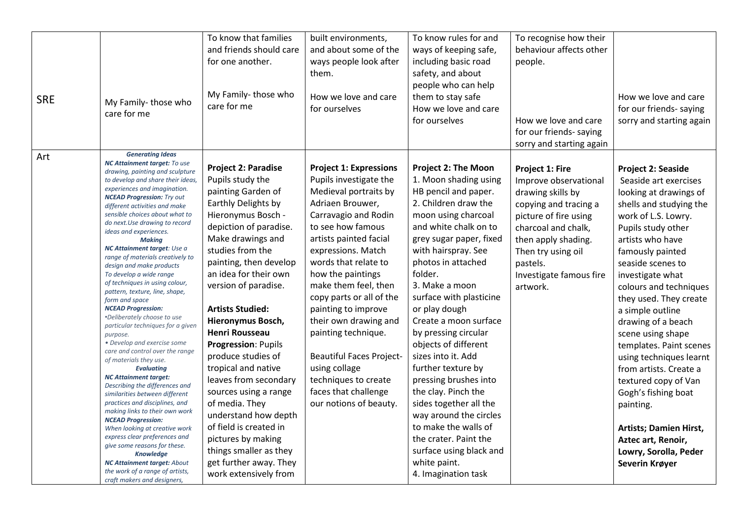| | | | | | | |
|---|---|---|---|---|---|---|
| SRE | My Family- those who care for me | To know that families and friends should care for one another.<br><br>My Family- those who care for me | built environments, and about some of the ways people look after them.<br><br>How we love and care for ourselves | To know rules for and ways of keeping safe, including basic road safety, and about people who can help them to stay safe<br>How we love and care for ourselves | To recognise how their behaviour affects other people.<br><br>How we love and care for our friends- saying sorry and starting again | How we love and care for our friends- saying sorry and starting again |
| Art | ***Generating Ideas***<br>***NC Attainment target:*** *To use drawing, painting and sculpture to develop and share their ideas, experiences and imagination.*<br>***NCEAD Progression:*** *Try out different activities and make sensible choices about what to do next.Use drawing to record ideas and experiences.*<br>***Making***<br>***NC Attainment target****: Use a range of materials creatively to design and make products*<br>*To develop a wide range of techniques in using colour, pattern, texture, line, shape, form and space*<br>***NCEAD Progression:***<br>*•Deliberately choose to use particular techniques for a given purpose.*<br>*• Develop and exercise some care and control over the range of materials they use.*<br>***Evaluating***<br>***NC Attainment target:*** *Describing the differences and similarities between different practices and disciplines, and making links to their own work*<br>***NCEAD Progression:***<br>*When looking at creative work express clear preferences and give some reasons for these.*<br>***Knowledge***<br>***NC Attainment target:*** *About the work of a range of artists, craft makers and designers,* | **Project 2: Paradise**<br>Pupils study the painting Garden of Earthly Delights by Hieronymus Bosch - depiction of paradise. Make drawings and studies from the painting, then develop an idea for their own version of paradise.<br><br>**Artists Studied: Hieronymus Bosch, Henri Rousseau**<br>**Progression**: Pupils produce studies of tropical and native leaves from secondary sources using a range of media. They understand how depth of field is created in pictures by making things smaller as they get further away. They work extensively from | **Project 1: Expressions**<br>Pupils investigate the Medieval portraits by Adriaen Brouwer, Carravagio and Rodin to see how famous artists painted facial expressions. Match words that relate to how the paintings make them feel, then copy parts or all of the painting to improve their own drawing and painting technique.<br><br>Beautiful Faces Project- using collage techniques to create faces that challenge our notions of beauty. | **Project 2: The Moon**<br>1. Moon shading using HB pencil and paper.<br>2. Children draw the moon using charcoal and white chalk on to grey sugar paper, fixed with hairspray. See photos in attached folder.<br>3. Make a moon surface with plasticine or play dough<br>Create a moon surface by pressing circular objects of different sizes into it. Add further texture by pressing brushes into the clay. Pinch the sides together all the way around the circles to make the walls of the crater. Paint the surface using black and white paint.<br>4. Imagination task | **Project 1: Fire**<br>Improve observational drawing skills by copying and tracing a picture of fire using charcoal and chalk, then apply shading. Then try using oil pastels.<br>Investigate famous fire artwork. | **Project 2: Seaside**<br>Seaside art exercises looking at drawings of shells and studying the work of L.S. Lowry. Pupils study other artists who have famously painted seaside scenes to investigate what colours and techniques they used. They create a simple outline drawing of a beach scene using shape templates. Paint scenes using techniques learnt from artists. Create a textured copy of Van Gogh's fishing boat painting.<br><br>**Artists; Damien Hirst, Aztec art, Renoir, Lowry, Sorolla, Peder Severin Krøyer** |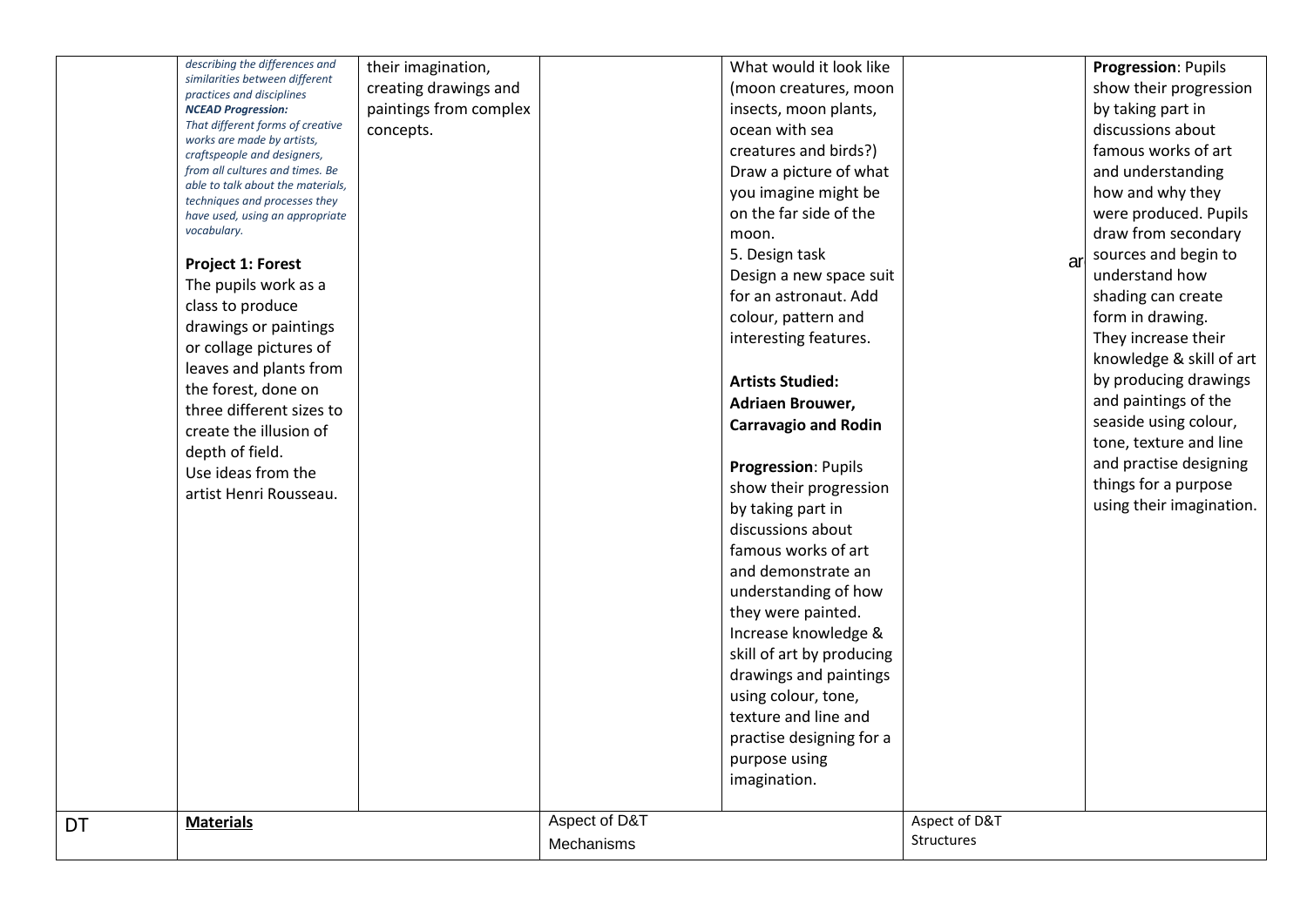| | | | | | | |
|---|---|---|---|---|---|---|
| | *describing the differences and similarities between different practices and disciplines* ***NCEAD Progression:*** *That different forms of creative works are made by artists, craftspeople and designers, from all cultures and times. Be able to talk about the materials, techniques and processes they have used, using an appropriate vocabulary.*<br><br>**Project 1: Forest**<br>The pupils work as a class to produce drawings or paintings or collage pictures of leaves and plants from the forest, done on three different sizes to create the illusion of depth of field.<br>Use ideas from the artist Henri Rousseau. | their imagination, creating drawings and paintings from complex concepts. | | What would it look like (moon creatures, moon insects, moon plants, ocean with sea creatures and birds?) Draw a picture of what you imagine might be on the far side of the moon.<br>5. Design task<br>Design a new space suit for an astronaut. Add colour, pattern and interesting features.<br><br>**Artists Studied: Adriaen Brouwer, Carravagio and Rodin**<br><br>**Progression**: Pupils show their progression by taking part in discussions about famous works of art and demonstrate an understanding of how they were painted. Increase knowledge & skill of art by producing drawings and paintings using colour, tone, texture and line and practise designing for a purpose using imagination. | ar | **Progression**: Pupils show their progression by taking part in discussions about famous works of art and understanding how and why they were produced. Pupils draw from secondary sources and begin to understand how shading can create form in drawing. They increase their knowledge & skill of art by producing drawings and paintings of the seaside using colour, tone, texture and line and practise designing things for a purpose using their imagination. |
| DT | **<u>Materials</u>** | | Aspect of D&T<br>Mechanisms | | Aspect of D&T<br>Structures | |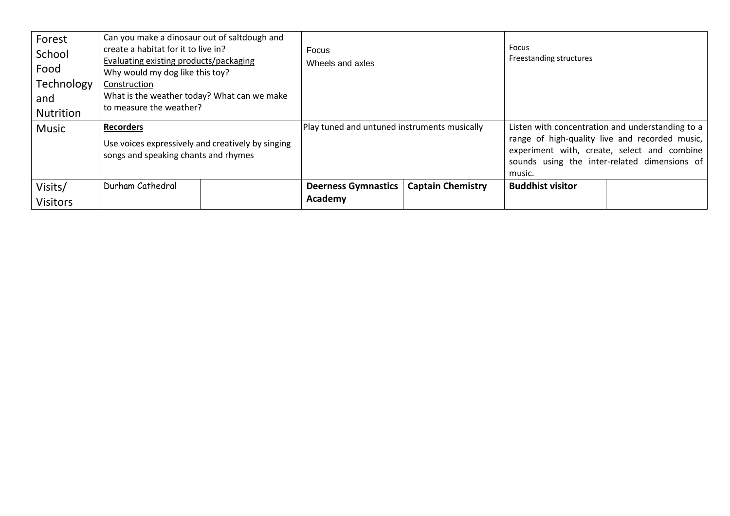| | | | | | | |
|---|---|---|---|---|---|---|
| Forest School Food Technology and Nutrition | Can you make a dinosaur out of saltdough and create a habitat for it to live in?<br>Evaluating existing products/packaging<br>Why would my dog like this toy?<br>Construction<br>What is the weather today? What can we make to measure the weather? | | Focus<br>Wheels and axles | | Focus<br>Freestanding structures | |
| Music | **Recorders**<br>Use voices expressively and creatively by singing songs and speaking chants and rhymes | | Play tuned and untuned instruments musically | | Listen with concentration and understanding to a range of high-quality live and recorded music, experiment with, create, select and combine sounds using the inter-related dimensions of music. | |
| Visits/ Visitors | Durham Cathedral | | **Deerness Gymnastics Academy** | **Captain Chemistry** | **Buddhist visitor** | |